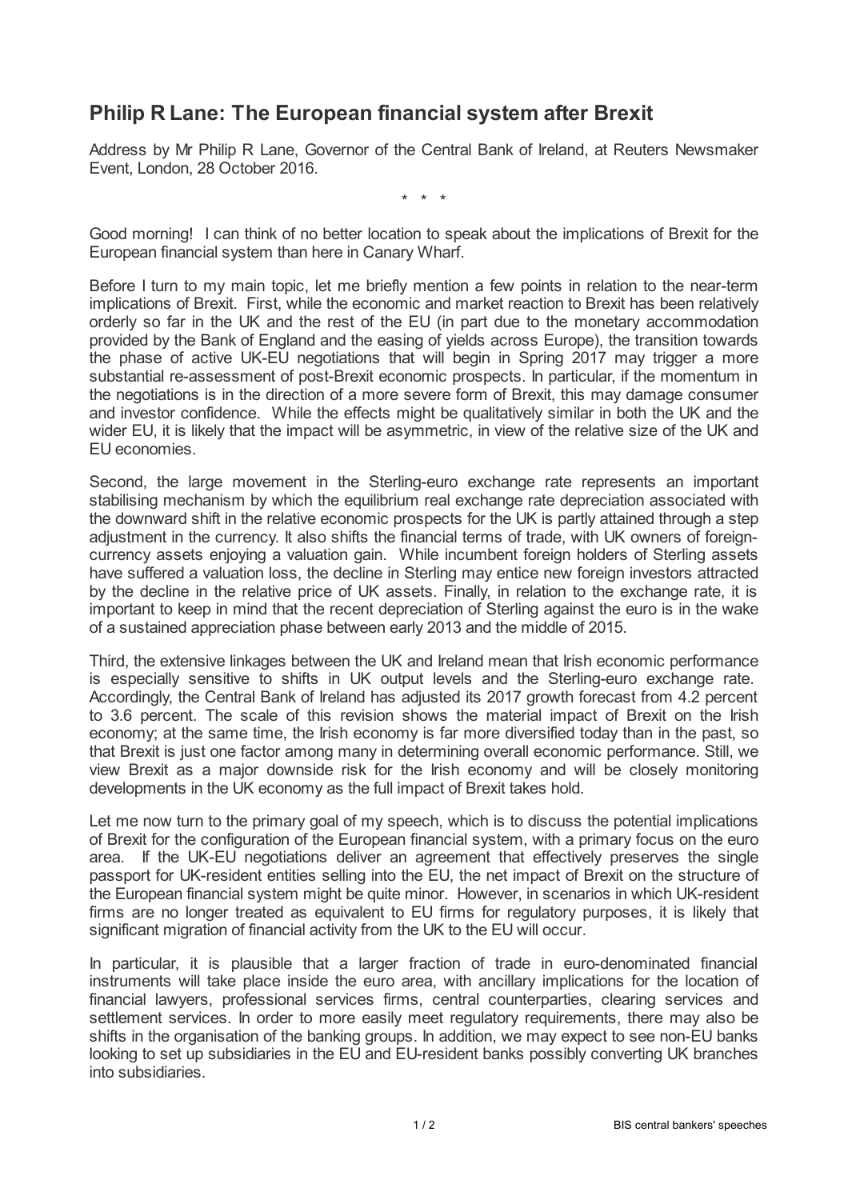# Philip R Lane: The European financial system after Brexit

Address by Mr Philip R Lane, Governor of the Central Bank of Ireland, at Reuters Newsmaker Event, London, 28 October 2016.

\* \* \*

Good morning! I can think of no better location to speak about the implications of Brexit for the European financial system than here in Canary Wharf.

Before I turn to my main topic, let me briefly mention a few points in relation to the near-term implications of Brexit. First, while the economic and market reaction to Brexit has been relatively orderly so far in the UK and the rest of the EU (in part due to the monetary accommodation provided by the Bank of England and the easing of yields across Europe), the transition towards the phase of active UK-EU negotiations that will begin in Spring 2017 may trigger a more substantial re-assessment of post-Brexit economic prospects. In particular, if the momentum in the negotiations is in the direction of a more severe form of Brexit, this may damage consumer and investor confidence. While the effects might be qualitatively similar in both the UK and the wider EU, it is likely that the impact will be asymmetric, in view of the relative size of the UK and EU economies.

Second, the large movement in the Sterling-euro exchange rate represents an important stabilising mechanism by which the equilibrium real exchange rate depreciation associated with the downward shift in the relative economic prospects for the UK is partly attained through a step adjustment in the currency. It also shifts the financial terms of trade, with UK owners of foreign-currency assets enjoying a valuation gain. While incumbent foreign holders of Sterling assets have suffered a valuation loss, the decline in Sterling may entice new foreign investors attracted by the decline in the relative price of UK assets. Finally, in relation to the exchange rate, it is important to keep in mind that the recent depreciation of Sterling against the euro is in the wake of a sustained appreciation phase between early 2013 and the middle of 2015.

Third, the extensive linkages between the UK and Ireland mean that Irish economic performance is especially sensitive to shifts in UK output levels and the Sterling-euro exchange rate. Accordingly, the Central Bank of Ireland has adjusted its 2017 growth forecast from 4.2 percent to 3.6 percent. The scale of this revision shows the material impact of Brexit on the Irish economy; at the same time, the Irish economy is far more diversified today than in the past, so that Brexit is just one factor among many in determining overall economic performance. Still, we view Brexit as a major downside risk for the Irish economy and will be closely monitoring developments in the UK economy as the full impact of Brexit takes hold.

Let me now turn to the primary goal of my speech, which is to discuss the potential implications of Brexit for the configuration of the European financial system, with a primary focus on the euro area. If the UK-EU negotiations deliver an agreement that effectively preserves the single passport for UK-resident entities selling into the EU, the net impact of Brexit on the structure of the European financial system might be quite minor. However, in scenarios in which UK-resident firms are no longer treated as equivalent to EU firms for regulatory purposes, it is likely that significant migration of financial activity from the UK to the EU will occur.

In particular, it is plausible that a larger fraction of trade in euro-denominated financial instruments will take place inside the euro area, with ancillary implications for the location of financial lawyers, professional services firms, central counterparties, clearing services and settlement services. In order to more easily meet regulatory requirements, there may also be shifts in the organisation of the banking groups. In addition, we may expect to see non-EU banks looking to set up subsidiaries in the EU and EU-resident banks possibly converting UK branches into subsidiaries.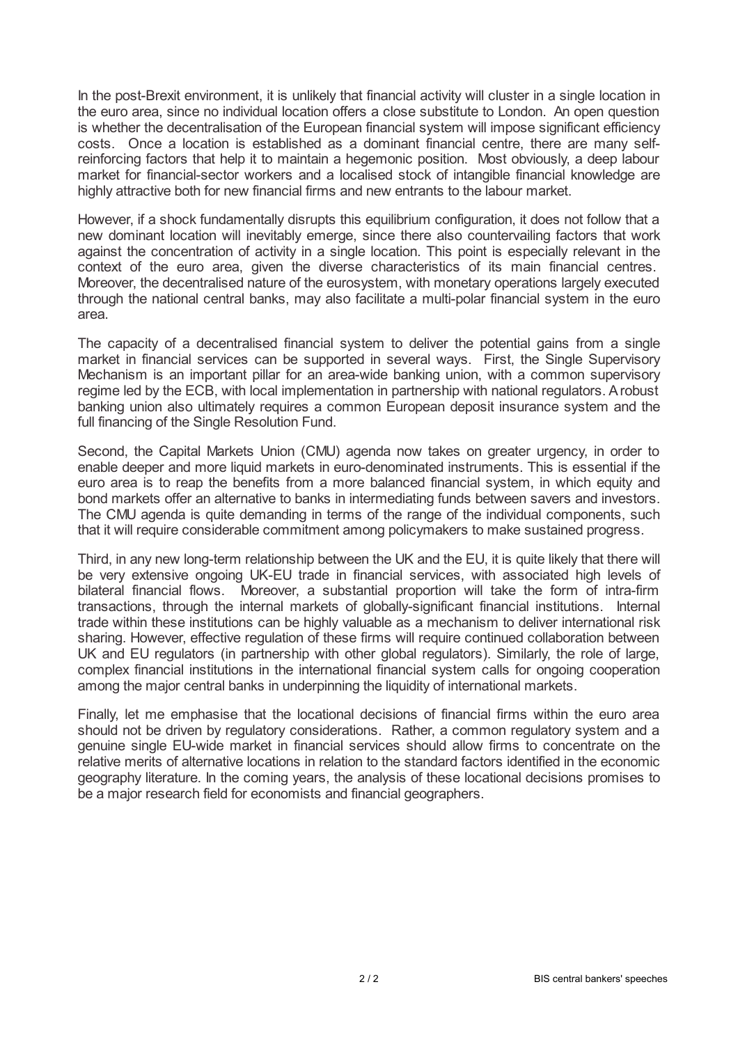In the post-Brexit environment, it is unlikely that financial activity will cluster in a single location in the euro area, since no individual location offers a close substitute to London. An open question is whether the decentralisation of the European financial system will impose significant efficiency costs. Once a location is established as a dominant financial centre, there are many self-reinforcing factors that help it to maintain a hegemonic position. Most obviously, a deep labour market for financial-sector workers and a localised stock of intangible financial knowledge are highly attractive both for new financial firms and new entrants to the labour market.

However, if a shock fundamentally disrupts this equilibrium configuration, it does not follow that a new dominant location will inevitably emerge, since there also countervailing factors that work against the concentration of activity in a single location. This point is especially relevant in the context of the euro area, given the diverse characteristics of its main financial centres. Moreover, the decentralised nature of the eurosystem, with monetary operations largely executed through the national central banks, may also facilitate a multi-polar financial system in the euro area.

The capacity of a decentralised financial system to deliver the potential gains from a single market in financial services can be supported in several ways. First, the Single Supervisory Mechanism is an important pillar for an area-wide banking union, with a common supervisory regime led by the ECB, with local implementation in partnership with national regulators. A robust banking union also ultimately requires a common European deposit insurance system and the full financing of the Single Resolution Fund.

Second, the Capital Markets Union (CMU) agenda now takes on greater urgency, in order to enable deeper and more liquid markets in euro-denominated instruments. This is essential if the euro area is to reap the benefits from a more balanced financial system, in which equity and bond markets offer an alternative to banks in intermediating funds between savers and investors. The CMU agenda is quite demanding in terms of the range of the individual components, such that it will require considerable commitment among policymakers to make sustained progress.

Third, in any new long-term relationship between the UK and the EU, it is quite likely that there will be very extensive ongoing UK-EU trade in financial services, with associated high levels of bilateral financial flows. Moreover, a substantial proportion will take the form of intra-firm transactions, through the internal markets of globally-significant financial institutions. Internal trade within these institutions can be highly valuable as a mechanism to deliver international risk sharing. However, effective regulation of these firms will require continued collaboration between UK and EU regulators (in partnership with other global regulators). Similarly, the role of large, complex financial institutions in the international financial system calls for ongoing cooperation among the major central banks in underpinning the liquidity of international markets.

Finally, let me emphasise that the locational decisions of financial firms within the euro area should not be driven by regulatory considerations. Rather, a common regulatory system and a genuine single EU-wide market in financial services should allow firms to concentrate on the relative merits of alternative locations in relation to the standard factors identified in the economic geography literature. In the coming years, the analysis of these locational decisions promises to be a major research field for economists and financial geographers.